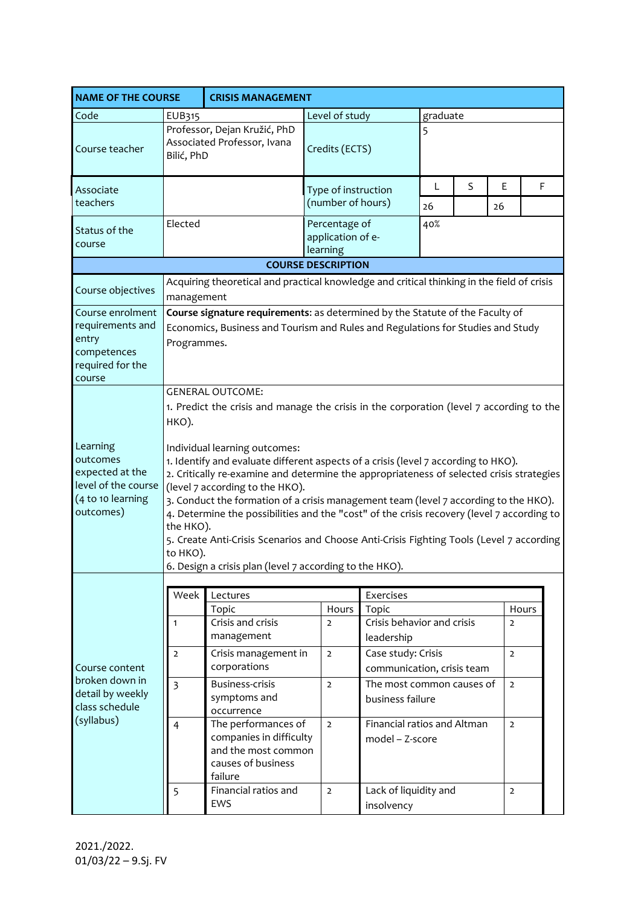| NAME OF THE COURSE | CRISIS MANAGEMENT | | | | | |
|---|---|---|---|---|---|---|
| Code | EUB315 | Level of study | graduate | | | |
| Course teacher | Professor, Dejan Kružić, PhD Associated Professor, Ivana Bilić, PhD | Credits (ECTS) | 5 | | | |
| Associate teachers | | Type of instruction (number of hours) | L | S | E | F |
| | | | 26 | | 26 | |
| Status of the course | Elected | Percentage of application of e-learning | 40% | | | |

**COURSE DESCRIPTION**

| | |
|---|---|
| Course objectives | Acquiring theoretical and practical knowledge and critical thinking in the field of crisis management |
| Course enrolment requirements and entry competences required for the course | **Course signature requirements**: as determined by the Statute of the Faculty of Economics, Business and Tourism and Rules and Regulations for Studies and Study Programmes. |
| Learning outcomes expected at the level of the course (4 to 10 learning outcomes) | GENERAL OUTCOME:<br>1. Predict the crisis and manage the crisis in the corporation (level 7 according to the HKO).<br><br>Individual learning outcomes:<br>1. Identify and evaluate different aspects of a crisis (level 7 according to HKO).<br>2. Critically re-examine and determine the appropriateness of selected crisis strategies (level 7 according to the HKO).<br>3. Conduct the formation of a crisis management team (level 7 according to the HKO).<br>4. Determine the possibilities and the "cost" of the crisis recovery (level 7 according to the HKO).<br>5. Create Anti-Crisis Scenarios and Choose Anti-Crisis Fighting Tools (Level 7 according to HKO).<br>6. Design a crisis plan (level 7 according to the HKO). |

Course content broken down in detail by weekly class schedule (syllabus)

| Week | Lectures | | Exercises | |
|---|---|---|---|---|
| | Topic | Hours | Topic | Hours |
| 1 | Crisis and crisis management | 2 | Crisis behavior and crisis leadership | 2 |
| 2 | Crisis management in corporations | 2 | Case study: Crisis communication, crisis team | 2 |
| 3 | Business-crisis symptoms and occurrence | 2 | The most common causes of business failure | 2 |
| 4 | The performances of companies in difficulty and the most common causes of business failure | 2 | Financial ratios and Altman model – Z-score | 2 |
| 5 | Financial ratios and EWS | 2 | Lack of liquidity and insolvency | 2 |

2021./2022.
01/03/22 – 9.Sj. FV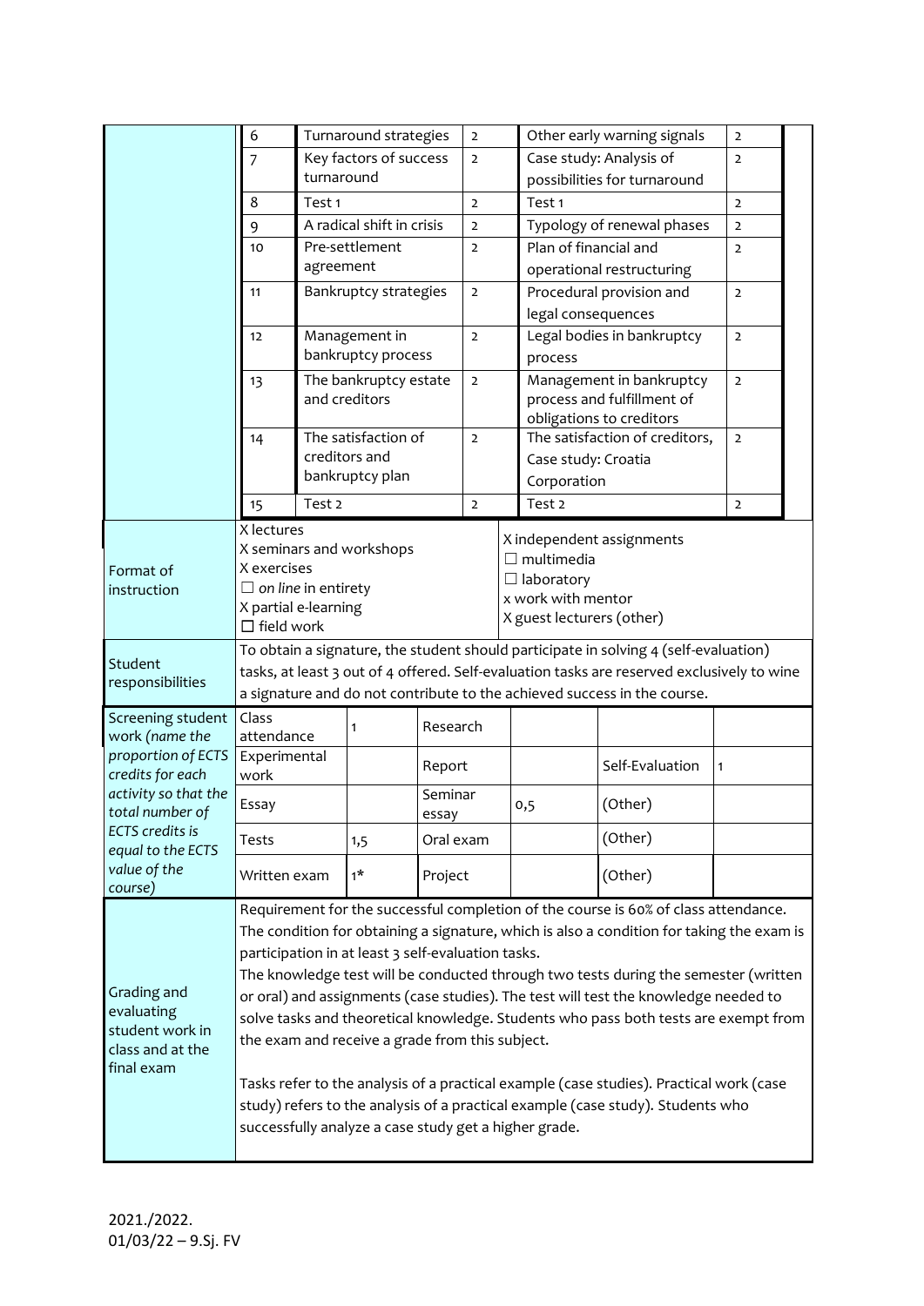| | | | | | |
|---|---|---|---|---|---|
| | 6 | Turnaround strategies | 2 | Other early warning signals | 2 |
| | 7 | Key factors of success turnaround | 2 | Case study: Analysis of possibilities for turnaround | 2 |
| | 8 | Test 1 | 2 | Test 1 | 2 |
| | 9 | A radical shift in crisis | 2 | Typology of renewal phases | 2 |
| | 10 | Pre-settlement agreement | 2 | Plan of financial and operational restructuring | 2 |
| | 11 | Bankruptcy strategies | 2 | Procedural provision and legal consequences | 2 |
| | 12 | Management in bankruptcy process | 2 | Legal bodies in bankruptcy process | 2 |
| | 13 | The bankruptcy estate and creditors | 2 | Management in bankruptcy process and fulfillment of obligations to creditors | 2 |
| | 14 | The satisfaction of creditors and bankruptcy plan | 2 | The satisfaction of creditors, Case study: Croatia Corporation | 2 |
| | 15 | Test 2 | 2 | Test 2 | 2 |

| | | |
|---|---|---|
| Format of instruction | X lectures<br>X seminars and workshops<br>X exercises<br>☐ *on line* in entirety<br>X partial e-learning<br>☐ field work | X independent assignments<br>☐ multimedia<br>☐ laboratory<br>x work with mentor<br>X guest lecturers (other) |
| Student responsibilities | To obtain a signature, the student should participate in solving 4 (self-evaluation) tasks, at least 3 out of 4 offered. Self-evaluation tasks are reserved exclusively to wine a signature and do not contribute to the achieved success in the course. | |

| Screening student work *(name the proportion of ECTS credits for each activity so that the total number of ECTS credits is equal to the ECTS value of the course)* | | | | | | |
|---|---|---|---|---|---|---|
| | Class attendance | 1 | Research | | | |
| | Experimental work | | Report | | Self-Evaluation | 1 |
| | Essay | | Seminar essay | 0,5 | (Other) | |
| | Tests | 1,5 | Oral exam | | (Other) | |
| | Written exam | 1* | Project | | (Other) | |

| | |
|---|---|
| Grading and evaluating student work in class and at the final exam | Requirement for the successful completion of the course is 60% of class attendance. The condition for obtaining a signature, which is also a condition for taking the exam is participation in at least 3 self-evaluation tasks.<br>The knowledge test will be conducted through two tests during the semester (written or oral) and assignments (case studies). The test will test the knowledge needed to solve tasks and theoretical knowledge. Students who pass both tests are exempt from the exam and receive a grade from this subject.<br><br>Tasks refer to the analysis of a practical example (case studies). Practical work (case study) refers to the analysis of a practical example (case study). Students who successfully analyze a case study get a higher grade. |

2021./2022.
01/03/22 – 9.Sj. FV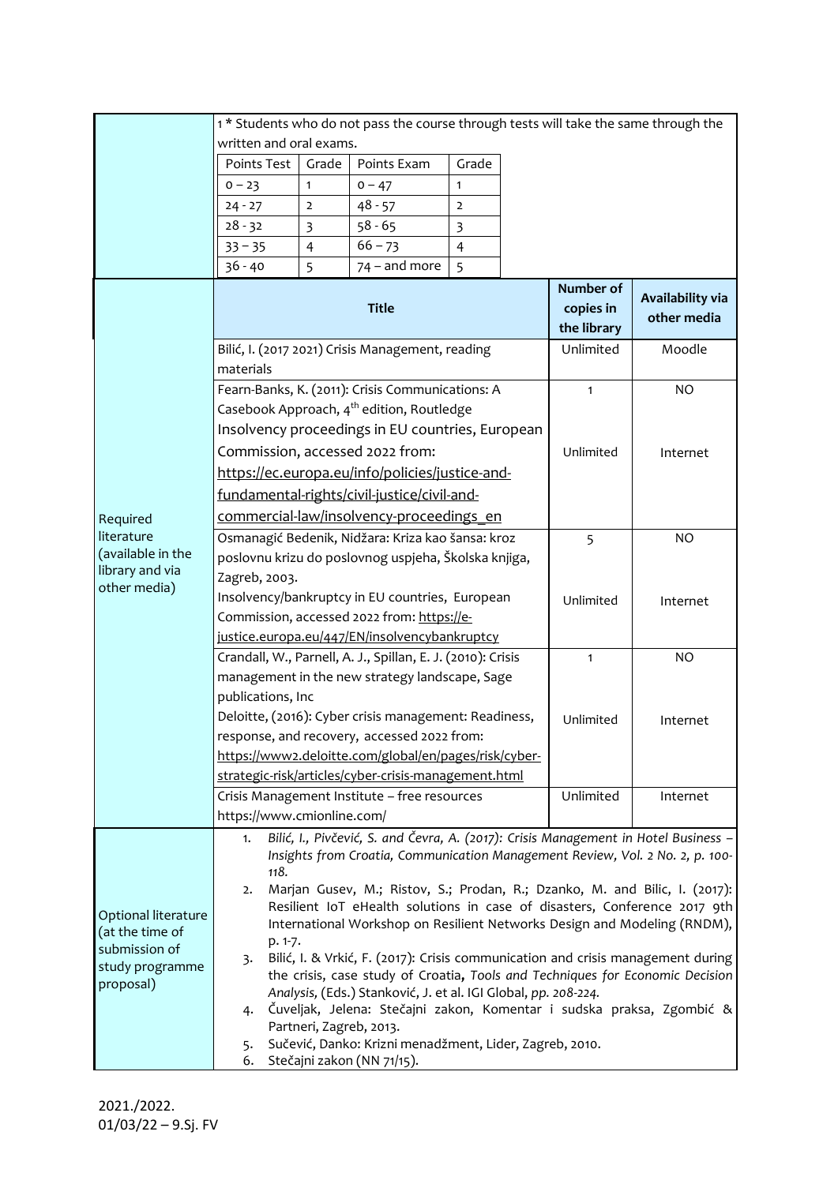| | |
|---|---|
| | 1 * Students who do not pass the course through tests will take the same through the written and oral exams.<br><br>Points Test / Grade / Points Exam / Grade:<br>0 – 23 / 1 / 0 – 47 / 1<br>24 - 27 / 2 / 48 - 57 / 2<br>28 - 32 / 3 / 58 - 65 / 3<br>33 – 35 / 4 / 66 – 73 / 4<br>36 - 40 / 5 / 74 – and more / 5 |

| Points Test | Grade | Points Exam | Grade |
|---|---|---|---|
| 0 – 23 | 1 | 0 – 47 | 1 |
| 24 - 27 | 2 | 48 - 57 | 2 |
| 28 - 32 | 3 | 58 - 65 | 3 |
| 33 – 35 | 4 | 66 – 73 | 4 |
| 36 - 40 | 5 | 74 – and more | 5 |

| | Title | Number of copies in the library | Availability via other media |
|---|---|---|---|
| Required literature (available in the library and via other media) | Bilić, I. (2017 2021) Crisis Management, reading materials | Unlimited | Moodle |
| | Fearn-Banks, K. (2011): Crisis Communications: A Casebook Approach, 4th edition, Routledge | 1 | NO |
| | Insolvency proceedings in EU countries, European Commission, accessed 2022 from: https://ec.europa.eu/info/policies/justice-and-fundamental-rights/civil-justice/civil-and-commercial-law/insolvency-proceedings_en | Unlimited | Internet |
| | Osmanagić Bedenik, Nidžara: Kriza kao šansa: kroz poslovnu krizu do poslovnog uspjeha, Školska knjiga, Zagreb, 2003. | 5 | NO |
| | Insolvency/bankruptcy in EU countries, European Commission, accessed 2022 from: https://e-justice.europa.eu/447/EN/insolvencybankruptcy | Unlimited | Internet |
| | Crandall, W., Parnell, A. J., Spillan, E. J. (2010): Crisis management in the new strategy landscape, Sage publications, Inc | 1 | NO |
| | Deloitte, (2016): Cyber crisis management: Readiness, response, and recovery, accessed 2022 from: https://www2.deloitte.com/global/en/pages/risk/cyber-strategic-risk/articles/cyber-crisis-management.html | Unlimited | Internet |
| | Crisis Management Institute – free resources https://www.cmionline.com/ | Unlimited | Internet |

**Optional literature (at the time of submission of study programme proposal)**

1. *Bilić, I., Pivčević, S. and Čevra, A. (2017): Crisis Management in Hotel Business – Insights from Croatia, Communication Management Review, Vol. 2 No. 2, p. 100-118.*
2. Marjan Gusev, M.; Ristov, S.; Prodan, R.; Dzanko, M. and Bilic, I. (2017): Resilient IoT eHealth solutions in case of disasters, Conference 2017 9th International Workshop on Resilient Networks Design and Modeling (RNDM), p. 1-7.
3. Bilić, I. & Vrkić, F. (2017): Crisis communication and crisis management during the crisis, case study of Croatia**,** *Tools and Techniques for Economic Decision Analysis,* (Eds.) Stanković, J. et al. IGI Global, *pp. 208-224.*
4. Čuveljak, Jelena: Stečajni zakon, Komentar i sudska praksa, Zgombić & Partneri, Zagreb, 2013.
5. Sučević, Danko: Krizni menadžment, Lider, Zagreb, 2010.
6. Stečajni zakon (NN 71/15).

2021./2022.
01/03/22 – 9.Sj. FV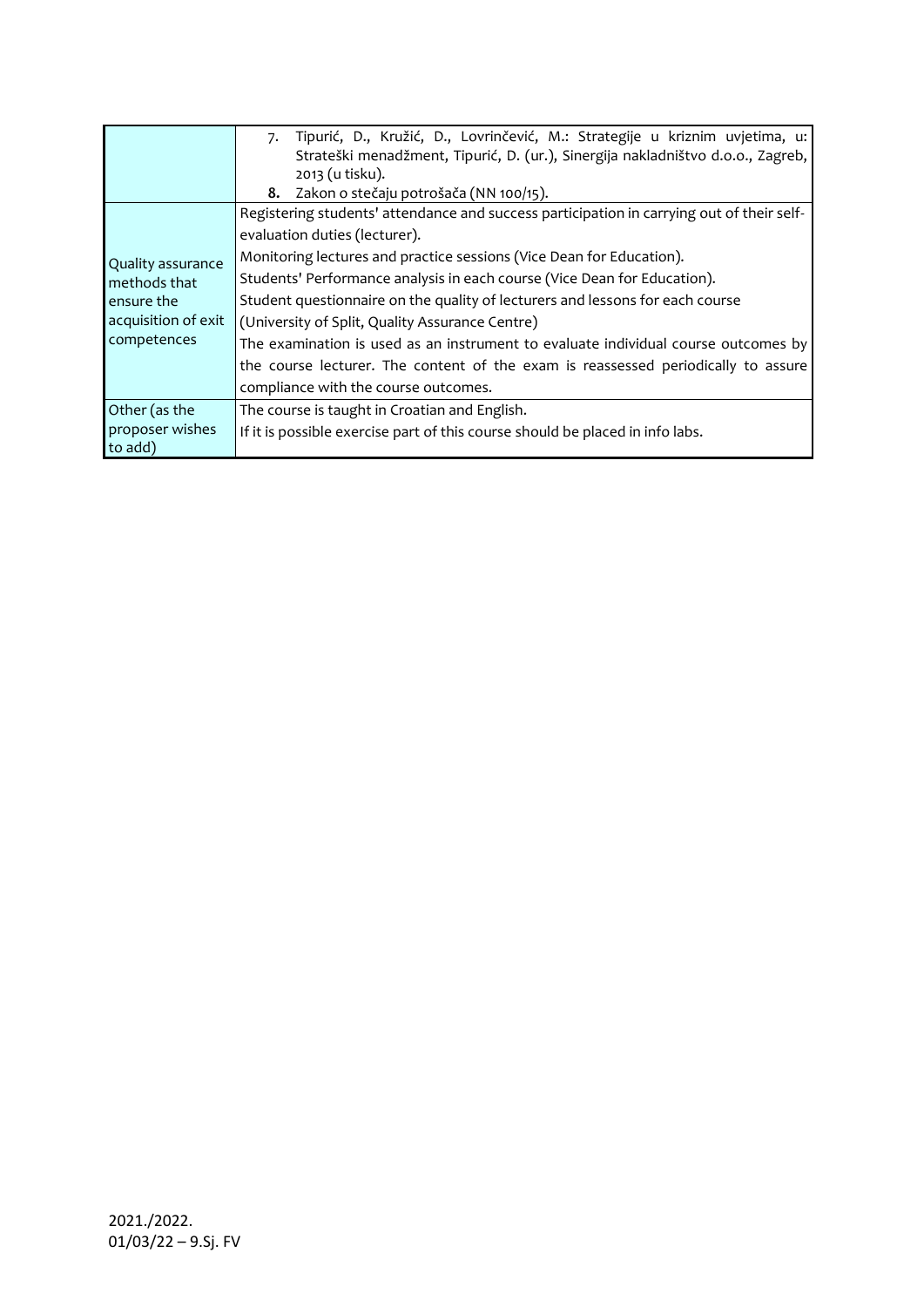| | |
|---|---|
| | 7. Tipurić, D., Kružić, D., Lovrinčević, M.: Strategije u kriznim uvjetima, u: Strateški menadžment, Tipurić, D. (ur.), Sinergija nakladništvo d.o.o., Zagreb, 2013 (u tisku).<br>**8.** Zakon o stečaju potrošača (NN 100/15). |
| Quality assurance methods that ensure the acquisition of exit competences | Registering students' attendance and success participation in carrying out of their self-evaluation duties (lecturer).<br>Monitoring lectures and practice sessions (Vice Dean for Education).<br>Students' Performance analysis in each course (Vice Dean for Education).<br>Student questionnaire on the quality of lecturers and lessons for each course (University of Split, Quality Assurance Centre)<br>The examination is used as an instrument to evaluate individual course outcomes by the course lecturer. The content of the exam is reassessed periodically to assure compliance with the course outcomes. |
| Other (as the proposer wishes to add) | The course is taught in Croatian and English.<br>If it is possible exercise part of this course should be placed in info labs. |

2021./2022.
01/03/22 – 9.Sj. FV